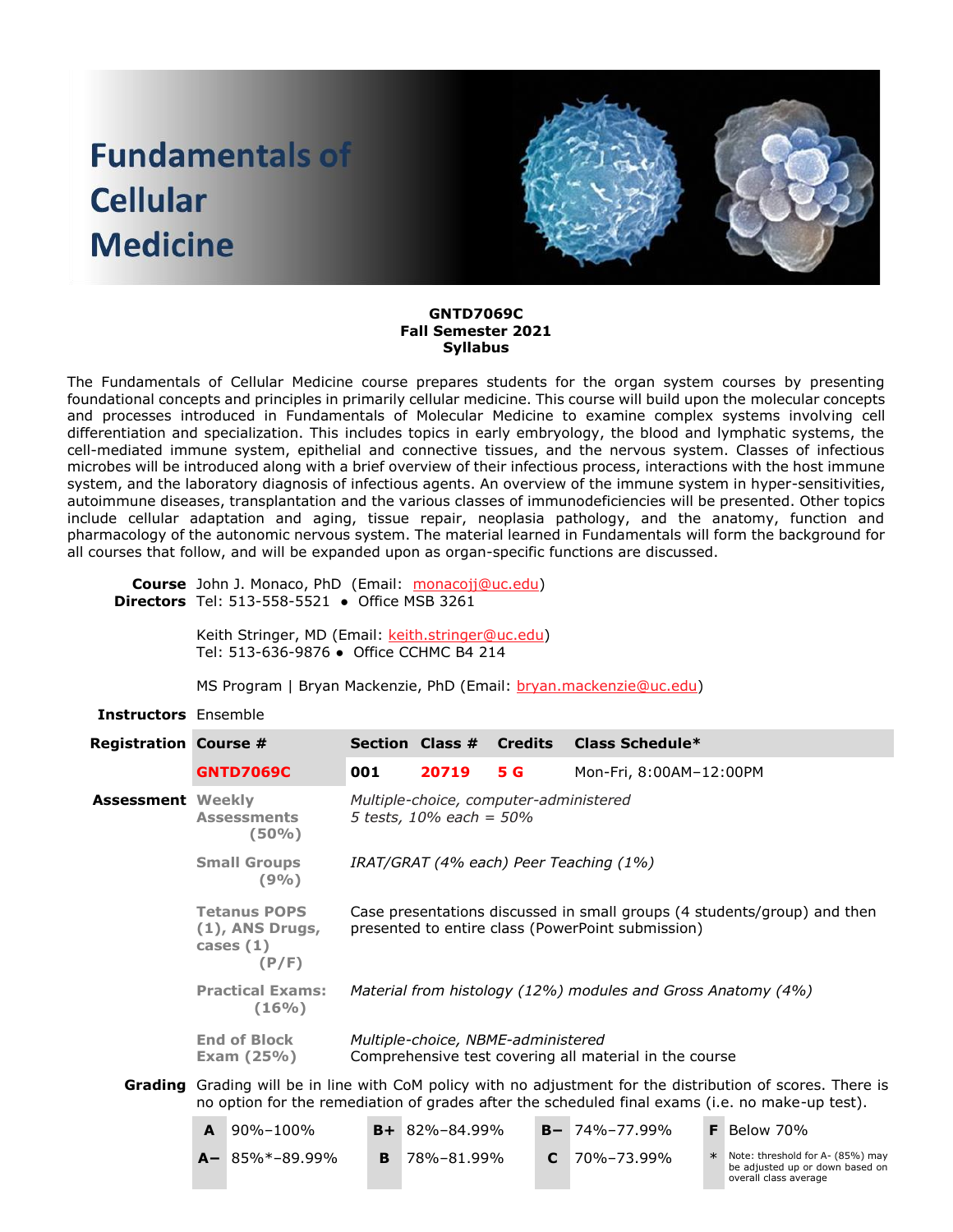# Fundamentals of Cellular Medicine

**GNTD7069C**
**Fall Semester 2021**
**Syllabus**

The Fundamentals of Cellular Medicine course prepares students for the organ system courses by presenting foundational concepts and principles in primarily cellular medicine. This course will build upon the molecular concepts and processes introduced in Fundamentals of Molecular Medicine to examine complex systems involving cell differentiation and specialization. This includes topics in early embryology, the blood and lymphatic systems, the cell-mediated immune system, epithelial and connective tissues, and the nervous system. Classes of infectious microbes will be introduced along with a brief overview of their infectious process, interactions with the host immune system, and the laboratory diagnosis of infectious agents. An overview of the immune system in hyper-sensitivities, autoimmune diseases, transplantation and the various classes of immunodeficiencies will be presented. Other topics include cellular adaptation and aging, tissue repair, neoplasia pathology, and the anatomy, function and pharmacology of the autonomic nervous system. The material learned in Fundamentals will form the background for all courses that follow, and will be expanded upon as organ-specific functions are discussed.

**Course Directors**

John J. Monaco, PhD (Email: monacojj@uc.edu)
Tel: 513-558-5521 • Office MSB 3261

Keith Stringer, MD (Email: keith.stringer@uc.edu)
Tel: 513-636-9876 • Office CCHMC B4 214

MS Program | Bryan Mackenzie, PhD (Email: bryan.mackenzie@uc.edu)

**Instructors** Ensemble

**Registration**

| Course # | Section | Class # | Credits | Class Schedule* |
|---|---|---|---|---|
| **GNTD7069C** | **001** | **20719** | **5 G** | Mon-Fri, 8:00AM–12:00PM |

**Assessment**

| | |
|---|---|
| **Weekly Assessments (50%)** | *Multiple-choice, computer-administered* *5 tests, 10% each = 50%* |
| **Small Groups (9%)** | *IRAT/GRAT (4% each) Peer Teaching (1%)* |
| **Tetanus POPS (1), ANS Drugs, cases (1) (P/F)** | Case presentations discussed in small groups (4 students/group) and then presented to entire class (PowerPoint submission) |
| **Practical Exams: (16%)** | *Material from histology (12%) modules and Gross Anatomy (4%)* |
| **End of Block Exam (25%)** | *Multiple-choice, NBME-administered* Comprehensive test covering all material in the course |

**Grading** Grading will be in line with CoM policy with no adjustment for the distribution of scores. There is no option for the remediation of grades after the scheduled final exams (i.e. no make-up test).

| Grade | Range | Grade | Range | Grade | Range | Grade | Range |
|---|---|---|---|---|---|---|---|
| **A** | 90%–100% | **B+** | 82%–84.99% | **B–** | 74%–77.99% | **F** | Below 70% |
| **A–** | 85%*–89.99% | **B** | 78%–81.99% | **C** | 70%–73.99% | * | Note: threshold for A- (85%) may be adjusted up or down based on overall class average |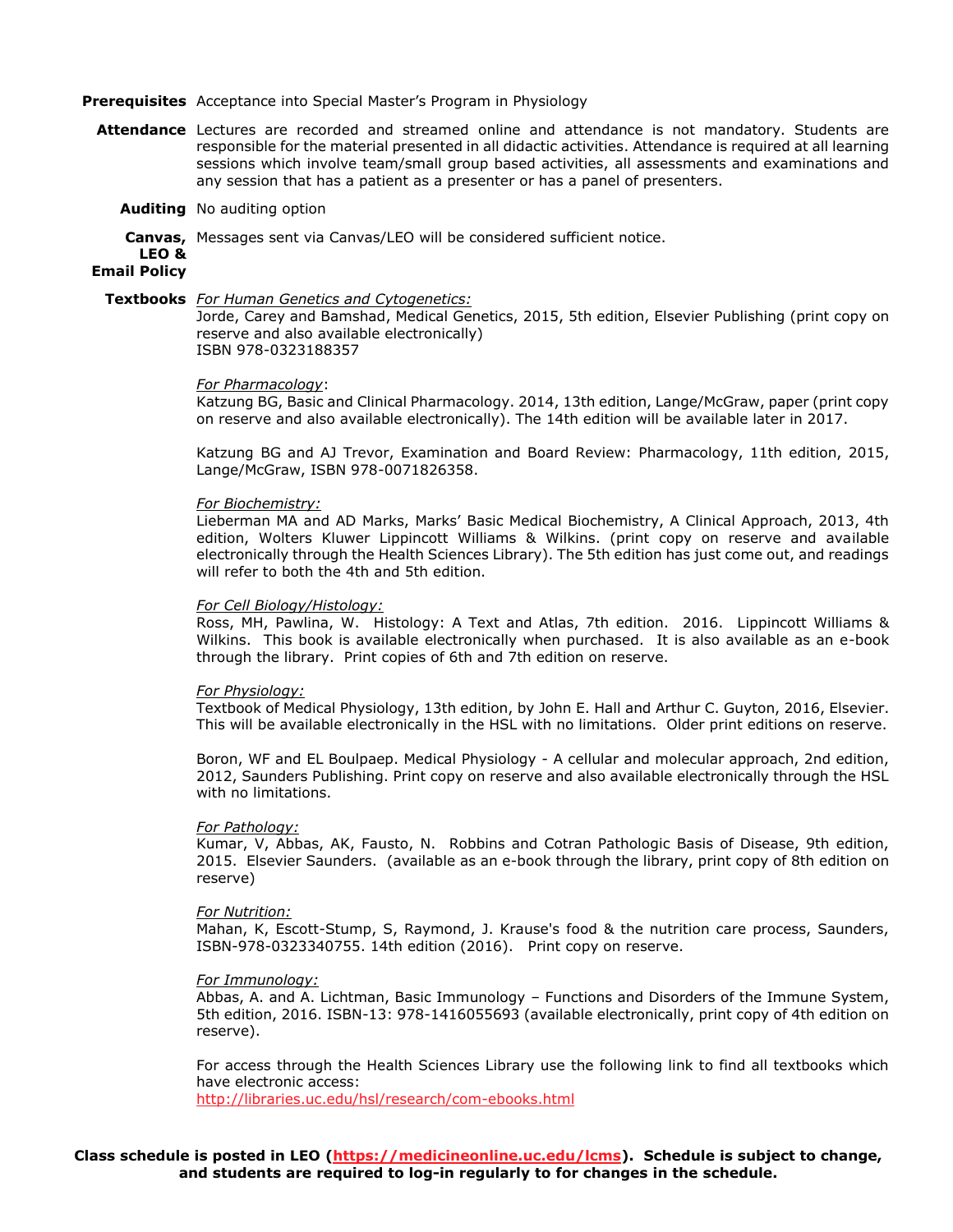**Prerequisites** Acceptance into Special Master's Program in Physiology

**Attendance** Lectures are recorded and streamed online and attendance is not mandatory. Students are responsible for the material presented in all didactic activities. Attendance is required at all learning sessions which involve team/small group based activities, all assessments and examinations and any session that has a patient as a presenter or has a panel of presenters.

**Auditing** No auditing option

**Canvas, LEO & Email Policy** Messages sent via Canvas/LEO will be considered sufficient notice.

**Textbooks**

*For Human Genetics and Cytogenetics:*
Jorde, Carey and Bamshad, Medical Genetics, 2015, 5th edition, Elsevier Publishing (print copy on reserve and also available electronically)
ISBN 978-0323188357

*For Pharmacology*:
Katzung BG, Basic and Clinical Pharmacology. 2014, 13th edition, Lange/McGraw, paper (print copy on reserve and also available electronically). The 14th edition will be available later in 2017.

Katzung BG and AJ Trevor, Examination and Board Review: Pharmacology, 11th edition, 2015, Lange/McGraw, ISBN 978-0071826358.

*For Biochemistry:*
Lieberman MA and AD Marks, Marks' Basic Medical Biochemistry, A Clinical Approach, 2013, 4th edition, Wolters Kluwer Lippincott Williams & Wilkins. (print copy on reserve and available electronically through the Health Sciences Library). The 5th edition has just come out, and readings will refer to both the 4th and 5th edition.

*For Cell Biology/Histology:*
Ross, MH, Pawlina, W. Histology: A Text and Atlas, 7th edition. 2016. Lippincott Williams & Wilkins. This book is available electronically when purchased. It is also available as an e-book through the library. Print copies of 6th and 7th edition on reserve.

*For Physiology:*
Textbook of Medical Physiology, 13th edition, by John E. Hall and Arthur C. Guyton, 2016, Elsevier. This will be available electronically in the HSL with no limitations. Older print editions on reserve.

Boron, WF and EL Boulpaep. Medical Physiology - A cellular and molecular approach, 2nd edition, 2012, Saunders Publishing. Print copy on reserve and also available electronically through the HSL with no limitations.

*For Pathology:*
Kumar, V, Abbas, AK, Fausto, N. Robbins and Cotran Pathologic Basis of Disease, 9th edition, 2015. Elsevier Saunders. (available as an e-book through the library, print copy of 8th edition on reserve)

*For Nutrition:*
Mahan, K, Escott-Stump, S, Raymond, J. Krause's food & the nutrition care process, Saunders, ISBN-978-0323340755. 14th edition (2016). Print copy on reserve.

*For Immunology:*
Abbas, A. and A. Lichtman, Basic Immunology – Functions and Disorders of the Immune System, 5th edition, 2016. ISBN-13: 978-1416055693 (available electronically, print copy of 4th edition on reserve).

For access through the Health Sciences Library use the following link to find all textbooks which have electronic access:
http://libraries.uc.edu/hsl/research/com-ebooks.html

**Class schedule is posted in LEO (https://medicineonline.uc.edu/lcms). Schedule is subject to change, and students are required to log-in regularly to for changes in the schedule.**